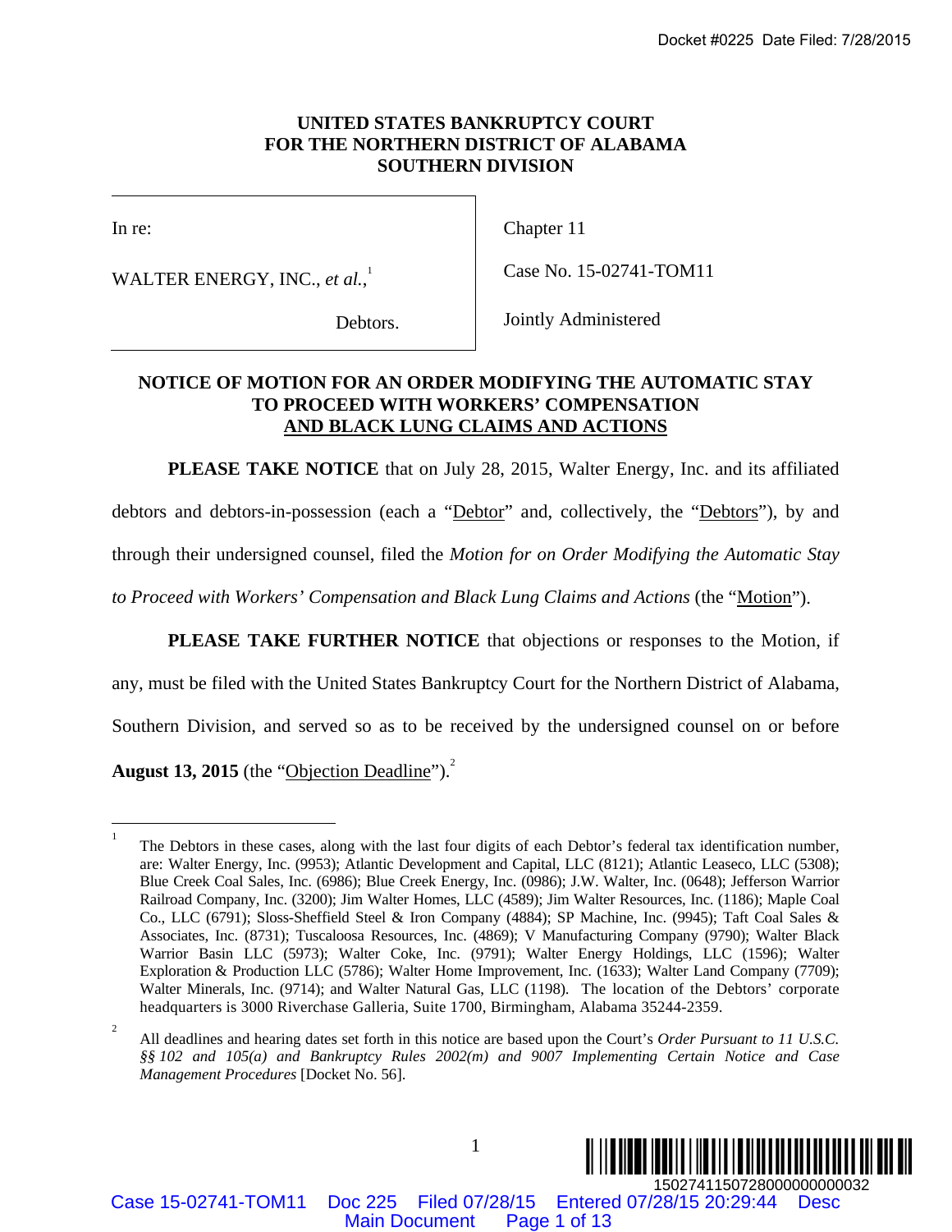Docket #0225 Date Filed: 7/28/2015

**UNITED STATES BANKRUPTCY COURT**
**FOR THE NORTHERN DISTRICT OF ALABAMA**
**SOUTHERN DIVISION**

| | |
|---|---|
| In re: | Chapter 11 |
| WALTER ENERGY, INC., *et al.*,[1] | Case No. 15-02741-TOM11 |
| Debtors. | Jointly Administered |

**NOTICE OF MOTION FOR AN ORDER MODIFYING THE AUTOMATIC STAY TO PROCEED WITH WORKERS' COMPENSATION AND BLACK LUNG CLAIMS AND ACTIONS**

**PLEASE TAKE NOTICE** that on July 28, 2015, Walter Energy, Inc. and its affiliated debtors and debtors-in-possession (each a "Debtor" and, collectively, the "Debtors"), by and through their undersigned counsel, filed the *Motion for on Order Modifying the Automatic Stay to Proceed with Workers' Compensation and Black Lung Claims and Actions* (the "Motion").

**PLEASE TAKE FURTHER NOTICE** that objections or responses to the Motion, if any, must be filed with the United States Bankruptcy Court for the Northern District of Alabama, Southern Division, and served so as to be received by the undersigned counsel on or before **August 13, 2015** (the "Objection Deadline").[2]

---

[1] The Debtors in these cases, along with the last four digits of each Debtor's federal tax identification number, are: Walter Energy, Inc. (9953); Atlantic Development and Capital, LLC (8121); Atlantic Leaseco, LLC (5308); Blue Creek Coal Sales, Inc. (6986); Blue Creek Energy, Inc. (0986); J.W. Walter, Inc. (0648); Jefferson Warrior Railroad Company, Inc. (3200); Jim Walter Homes, LLC (4589); Jim Walter Resources, Inc. (1186); Maple Coal Co., LLC (6791); Sloss-Sheffield Steel & Iron Company (4884); SP Machine, Inc. (9945); Taft Coal Sales & Associates, Inc. (8731); Tuscaloosa Resources, Inc. (4869); V Manufacturing Company (9790); Walter Black Warrior Basin LLC (5973); Walter Coke, Inc. (9791); Walter Energy Holdings, LLC (1596); Walter Exploration & Production LLC (5786); Walter Home Improvement, Inc. (1633); Walter Land Company (7709); Walter Minerals, Inc. (9714); and Walter Natural Gas, LLC (1198). The location of the Debtors' corporate headquarters is 3000 Riverchase Galleria, Suite 1700, Birmingham, Alabama 35244-2359.

[2] All deadlines and hearing dates set forth in this notice are based upon the Court's *Order Pursuant to 11 U.S.C. §§ 102 and 105(a) and Bankruptcy Rules 2002(m) and 9007 Implementing Certain Notice and Case Management Procedures* [Docket No. 56].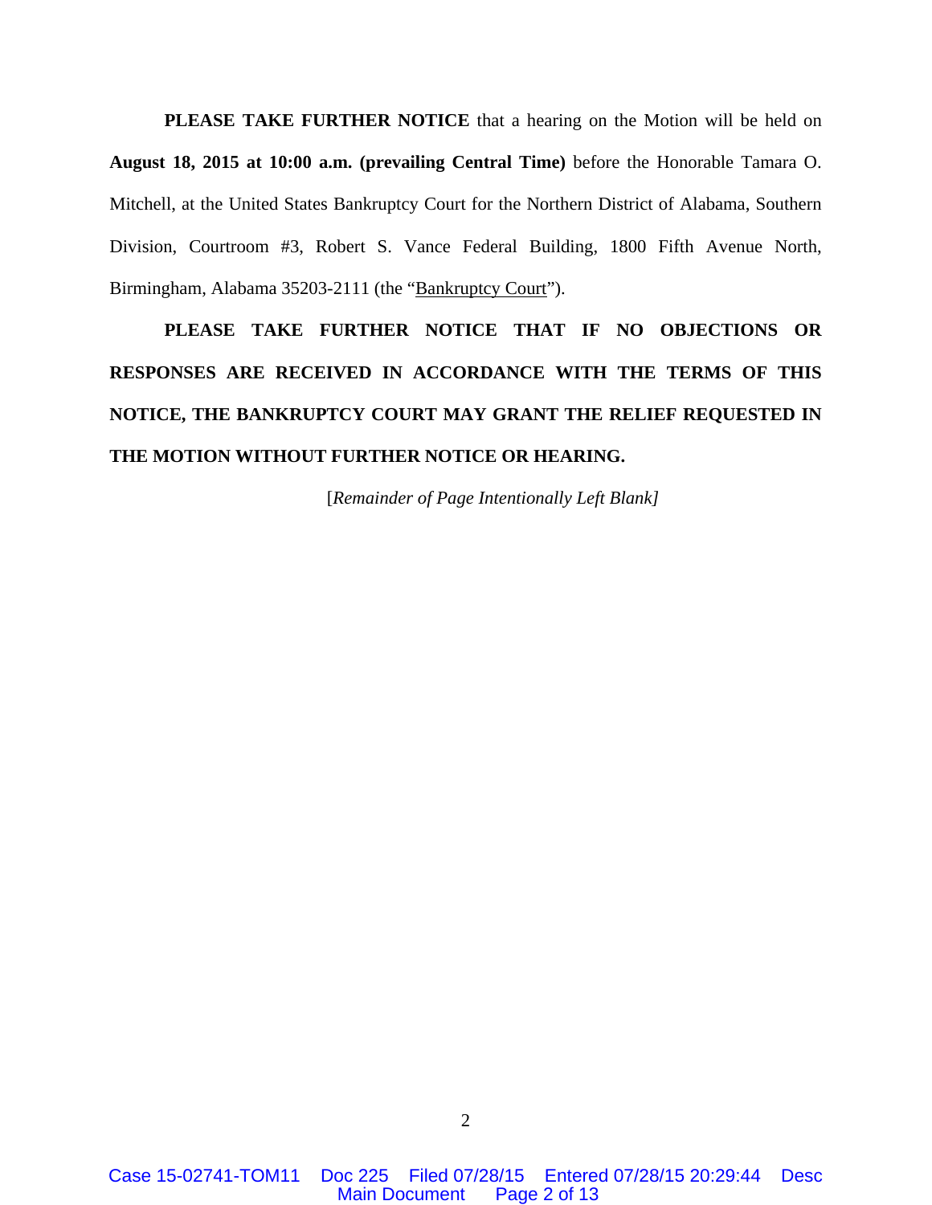**PLEASE TAKE FURTHER NOTICE** that a hearing on the Motion will be held on **August 18, 2015 at 10:00 a.m. (prevailing Central Time)** before the Honorable Tamara O. Mitchell, at the United States Bankruptcy Court for the Northern District of Alabama, Southern Division, Courtroom #3, Robert S. Vance Federal Building, 1800 Fifth Avenue North, Birmingham, Alabama 35203-2111 (the "Bankruptcy Court").

**PLEASE TAKE FURTHER NOTICE THAT IF NO OBJECTIONS OR RESPONSES ARE RECEIVED IN ACCORDANCE WITH THE TERMS OF THIS NOTICE, THE BANKRUPTCY COURT MAY GRANT THE RELIEF REQUESTED IN THE MOTION WITHOUT FURTHER NOTICE OR HEARING.**

[*Remainder of Page Intentionally Left Blank]*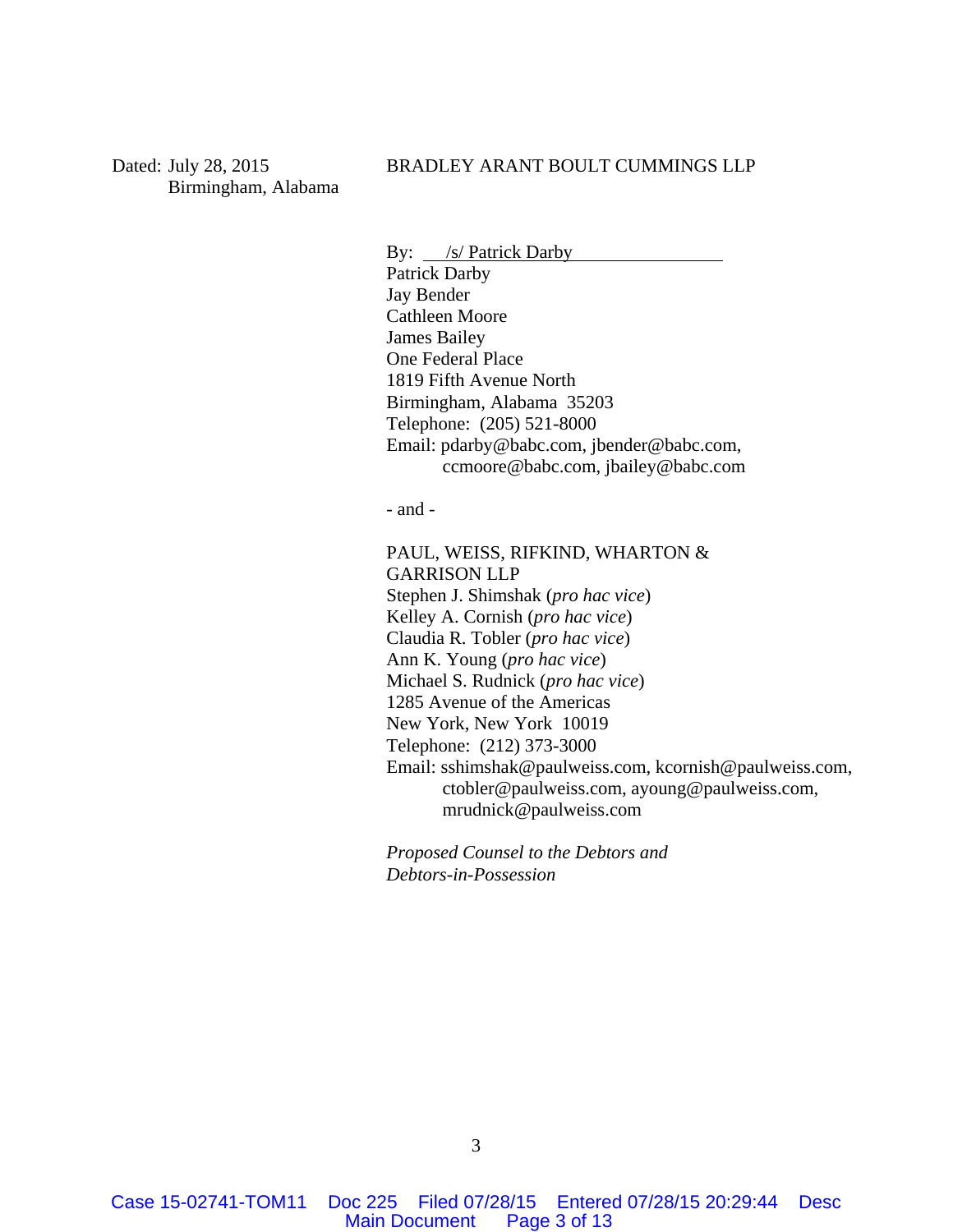Dated: July 28, 2015
Birmingham, Alabama

BRADLEY ARANT BOULT CUMMINGS LLP

By: /s/ Patrick Darby
Patrick Darby
Jay Bender
Cathleen Moore
James Bailey
One Federal Place
1819 Fifth Avenue North
Birmingham, Alabama 35203
Telephone: (205) 521-8000
Email: pdarby@babc.com, jbender@babc.com, ccmoore@babc.com, jbailey@babc.com

- and -

PAUL, WEISS, RIFKIND, WHARTON & GARRISON LLP
Stephen J. Shimshak (*pro hac vice*)
Kelley A. Cornish (*pro hac vice*)
Claudia R. Tobler (*pro hac vice*)
Ann K. Young (*pro hac vice*)
Michael S. Rudnick (*pro hac vice*)
1285 Avenue of the Americas
New York, New York 10019
Telephone: (212) 373-3000
Email: sshimshak@paulweiss.com, kcornish@paulweiss.com, ctobler@paulweiss.com, ayoung@paulweiss.com, mrudnick@paulweiss.com

*Proposed Counsel to the Debtors and Debtors-in-Possession*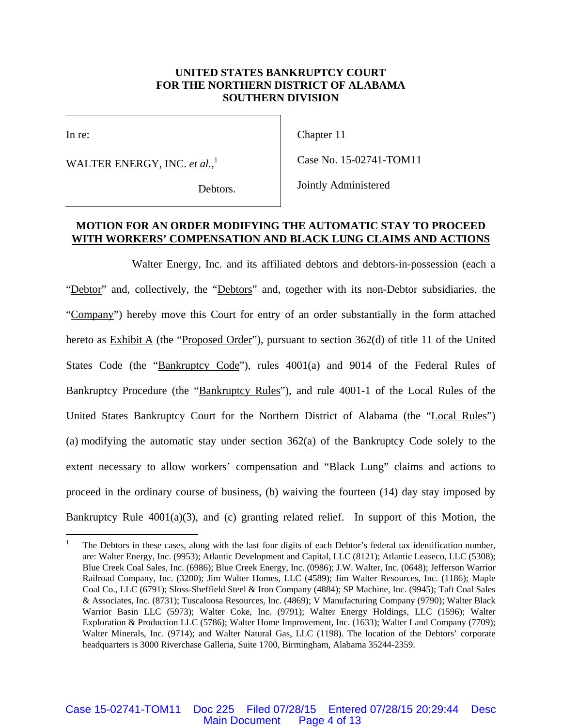**UNITED STATES BANKRUPTCY COURT**
**FOR THE NORTHERN DISTRICT OF ALABAMA**
**SOUTHERN DIVISION**

| | |
|---|---|
| In re: | Chapter 11 |
| WALTER ENERGY, INC. *et al.*,[1] | Case No. 15-02741-TOM11 |
| Debtors. | Jointly Administered |

**MOTION FOR AN ORDER MODIFYING THE AUTOMATIC STAY TO PROCEED WITH WORKERS' COMPENSATION AND BLACK LUNG CLAIMS AND ACTIONS**

Walter Energy, Inc. and its affiliated debtors and debtors-in-possession (each a "Debtor" and, collectively, the "Debtors" and, together with its non-Debtor subsidiaries, the "Company") hereby move this Court for entry of an order substantially in the form attached hereto as Exhibit A (the "Proposed Order"), pursuant to section 362(d) of title 11 of the United States Code (the "Bankruptcy Code"), rules 4001(a) and 9014 of the Federal Rules of Bankruptcy Procedure (the "Bankruptcy Rules"), and rule 4001-1 of the Local Rules of the United States Bankruptcy Court for the Northern District of Alabama (the "Local Rules") (a) modifying the automatic stay under section 362(a) of the Bankruptcy Code solely to the extent necessary to allow workers' compensation and "Black Lung" claims and actions to proceed in the ordinary course of business, (b) waiving the fourteen (14) day stay imposed by Bankruptcy Rule 4001(a)(3), and (c) granting related relief. In support of this Motion, the

---

[1] The Debtors in these cases, along with the last four digits of each Debtor's federal tax identification number, are: Walter Energy, Inc. (9953); Atlantic Development and Capital, LLC (8121); Atlantic Leaseco, LLC (5308); Blue Creek Coal Sales, Inc. (6986); Blue Creek Energy, Inc. (0986); J.W. Walter, Inc. (0648); Jefferson Warrior Railroad Company, Inc. (3200); Jim Walter Homes, LLC (4589); Jim Walter Resources, Inc. (1186); Maple Coal Co., LLC (6791); Sloss-Sheffield Steel & Iron Company (4884); SP Machine, Inc. (9945); Taft Coal Sales & Associates, Inc. (8731); Tuscaloosa Resources, Inc. (4869); V Manufacturing Company (9790); Walter Black Warrior Basin LLC (5973); Walter Coke, Inc. (9791); Walter Energy Holdings, LLC (1596); Walter Exploration & Production LLC (5786); Walter Home Improvement, Inc. (1633); Walter Land Company (7709); Walter Minerals, Inc. (9714); and Walter Natural Gas, LLC (1198). The location of the Debtors' corporate headquarters is 3000 Riverchase Galleria, Suite 1700, Birmingham, Alabama 35244-2359.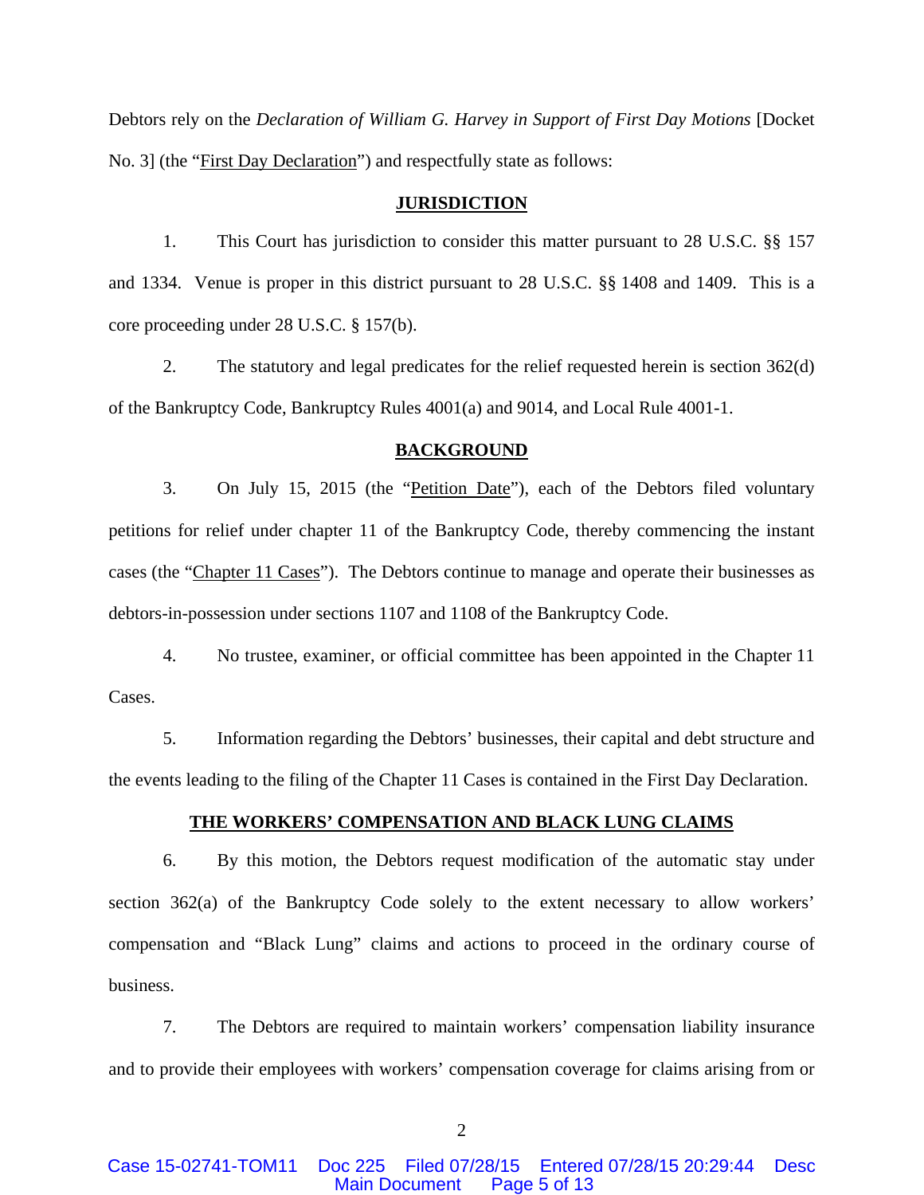Debtors rely on the *Declaration of William G. Harvey in Support of First Day Motions* [Docket No. 3] (the "First Day Declaration") and respectfully state as follows:

## JURISDICTION

1. This Court has jurisdiction to consider this matter pursuant to 28 U.S.C. §§ 157 and 1334. Venue is proper in this district pursuant to 28 U.S.C. §§ 1408 and 1409. This is a core proceeding under 28 U.S.C. § 157(b).

2. The statutory and legal predicates for the relief requested herein is section 362(d) of the Bankruptcy Code, Bankruptcy Rules 4001(a) and 9014, and Local Rule 4001-1.

## BACKGROUND

3. On July 15, 2015 (the "Petition Date"), each of the Debtors filed voluntary petitions for relief under chapter 11 of the Bankruptcy Code, thereby commencing the instant cases (the "Chapter 11 Cases"). The Debtors continue to manage and operate their businesses as debtors-in-possession under sections 1107 and 1108 of the Bankruptcy Code.

4. No trustee, examiner, or official committee has been appointed in the Chapter 11 Cases.

5. Information regarding the Debtors' businesses, their capital and debt structure and the events leading to the filing of the Chapter 11 Cases is contained in the First Day Declaration.

## THE WORKERS' COMPENSATION AND BLACK LUNG CLAIMS

6. By this motion, the Debtors request modification of the automatic stay under section 362(a) of the Bankruptcy Code solely to the extent necessary to allow workers' compensation and "Black Lung" claims and actions to proceed in the ordinary course of business.

7. The Debtors are required to maintain workers' compensation liability insurance and to provide their employees with workers' compensation coverage for claims arising from or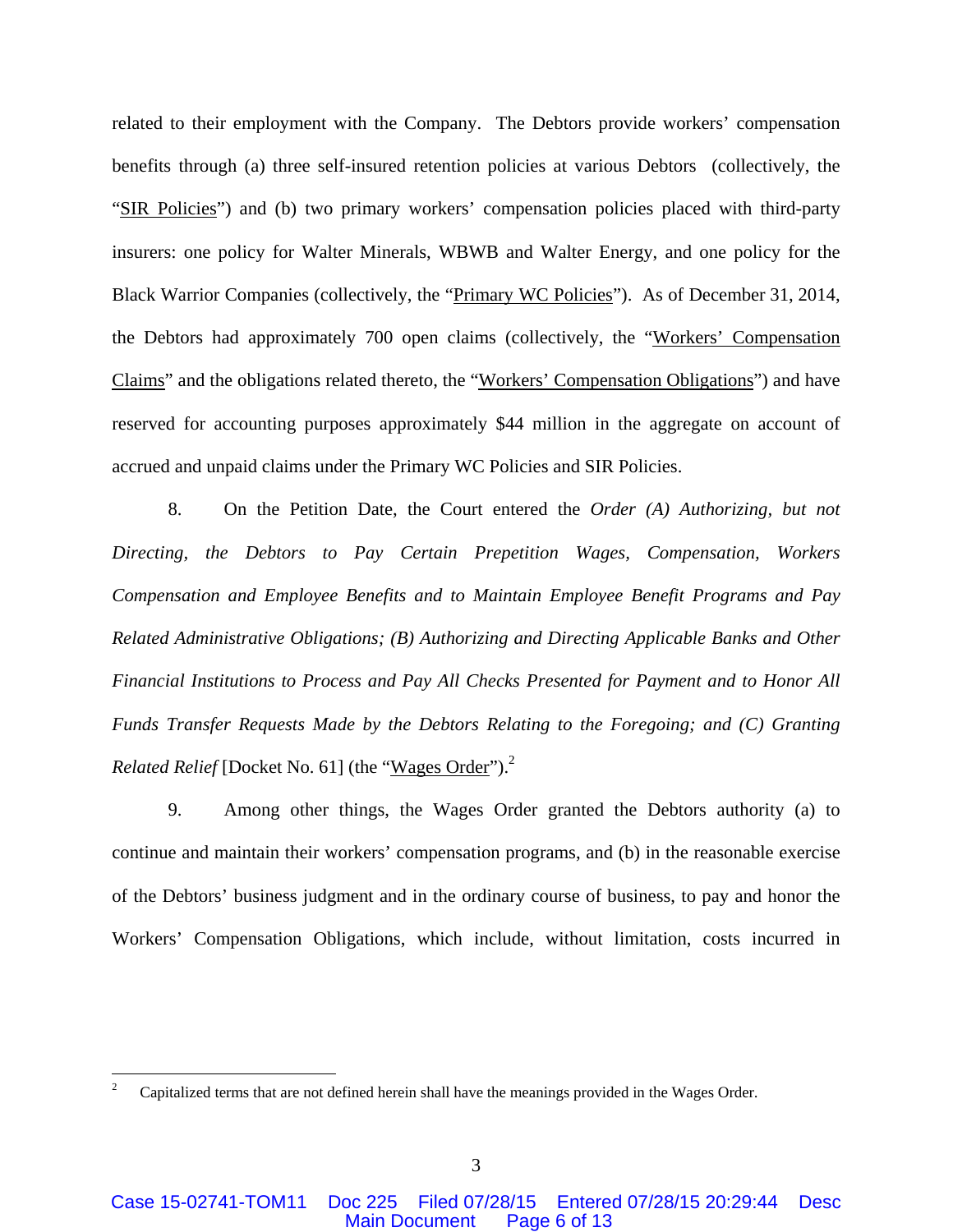related to their employment with the Company. The Debtors provide workers' compensation benefits through (a) three self-insured retention policies at various Debtors (collectively, the "SIR Policies") and (b) two primary workers' compensation policies placed with third-party insurers: one policy for Walter Minerals, WBWB and Walter Energy, and one policy for the Black Warrior Companies (collectively, the "Primary WC Policies"). As of December 31, 2014, the Debtors had approximately 700 open claims (collectively, the "Workers' Compensation Claims" and the obligations related thereto, the "Workers' Compensation Obligations") and have reserved for accounting purposes approximately $44 million in the aggregate on account of accrued and unpaid claims under the Primary WC Policies and SIR Policies.

8. On the Petition Date, the Court entered the *Order (A) Authorizing, but not Directing, the Debtors to Pay Certain Prepetition Wages, Compensation, Workers Compensation and Employee Benefits and to Maintain Employee Benefit Programs and Pay Related Administrative Obligations; (B) Authorizing and Directing Applicable Banks and Other Financial Institutions to Process and Pay All Checks Presented for Payment and to Honor All Funds Transfer Requests Made by the Debtors Relating to the Foregoing; and (C) Granting Related Relief* [Docket No. 61] (the "Wages Order").[2]

9. Among other things, the Wages Order granted the Debtors authority (a) to continue and maintain their workers' compensation programs, and (b) in the reasonable exercise of the Debtors' business judgment and in the ordinary course of business, to pay and honor the Workers' Compensation Obligations, which include, without limitation, costs incurred in

---

[2] Capitalized terms that are not defined herein shall have the meanings provided in the Wages Order.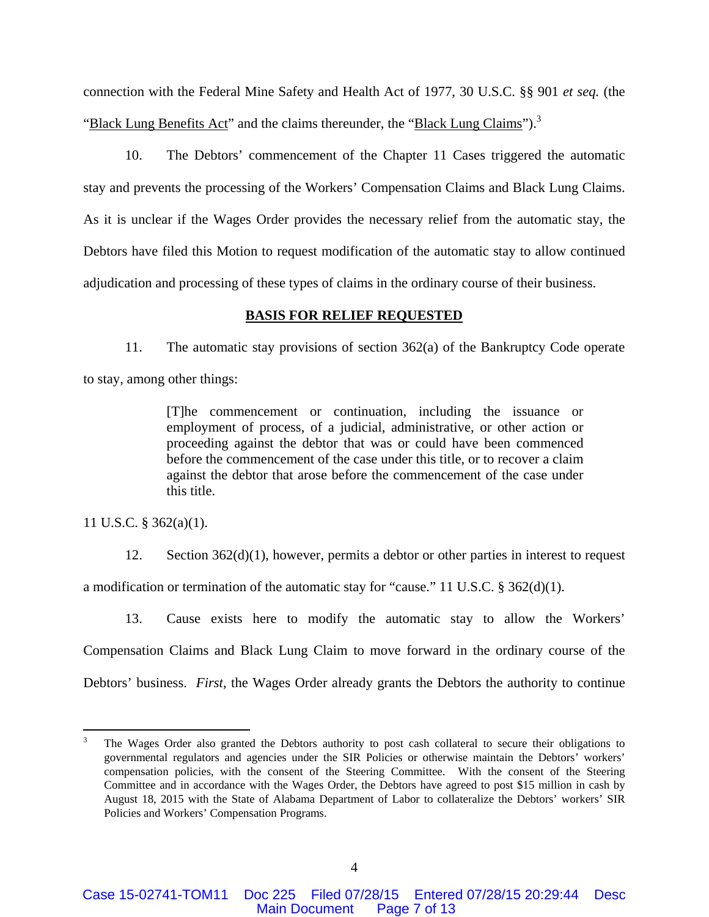connection with the Federal Mine Safety and Health Act of 1977, 30 U.S.C. §§ 901 *et seq.* (the "Black Lung Benefits Act" and the claims thereunder, the "Black Lung Claims").[3]

10. The Debtors' commencement of the Chapter 11 Cases triggered the automatic stay and prevents the processing of the Workers' Compensation Claims and Black Lung Claims. As it is unclear if the Wages Order provides the necessary relief from the automatic stay, the Debtors have filed this Motion to request modification of the automatic stay to allow continued adjudication and processing of these types of claims in the ordinary course of their business.

## BASIS FOR RELIEF REQUESTED

11. The automatic stay provisions of section 362(a) of the Bankruptcy Code operate to stay, among other things:

> [T]he commencement or continuation, including the issuance or employment of process, of a judicial, administrative, or other action or proceeding against the debtor that was or could have been commenced before the commencement of the case under this title, or to recover a claim against the debtor that arose before the commencement of the case under this title.

11 U.S.C. § 362(a)(1).

12. Section 362(d)(1), however, permits a debtor or other parties in interest to request a modification or termination of the automatic stay for "cause." 11 U.S.C. § 362(d)(1).

13. Cause exists here to modify the automatic stay to allow the Workers' Compensation Claims and Black Lung Claim to move forward in the ordinary course of the Debtors' business. *First*, the Wages Order already grants the Debtors the authority to continue

---

[3] The Wages Order also granted the Debtors authority to post cash collateral to secure their obligations to governmental regulators and agencies under the SIR Policies or otherwise maintain the Debtors' workers' compensation policies, with the consent of the Steering Committee. With the consent of the Steering Committee and in accordance with the Wages Order, the Debtors have agreed to post $15 million in cash by August 18, 2015 with the State of Alabama Department of Labor to collateralize the Debtors' workers' SIR Policies and Workers' Compensation Programs.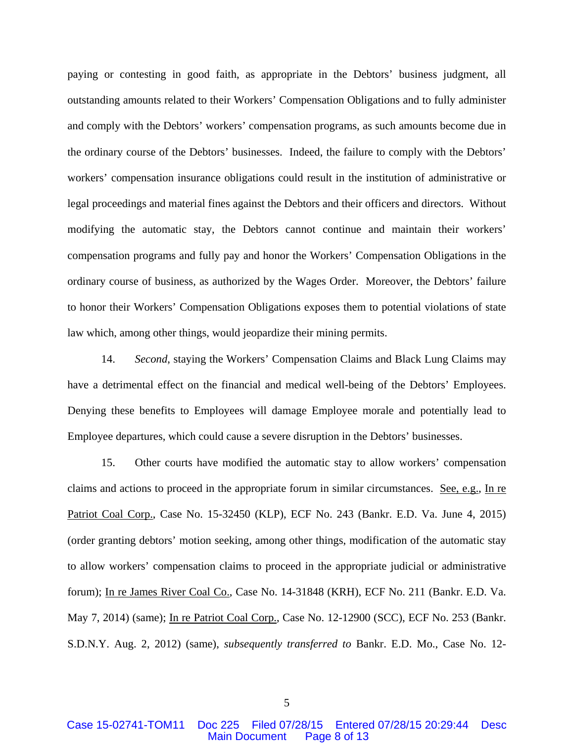paying or contesting in good faith, as appropriate in the Debtors' business judgment, all outstanding amounts related to their Workers' Compensation Obligations and to fully administer and comply with the Debtors' workers' compensation programs, as such amounts become due in the ordinary course of the Debtors' businesses. Indeed, the failure to comply with the Debtors' workers' compensation insurance obligations could result in the institution of administrative or legal proceedings and material fines against the Debtors and their officers and directors. Without modifying the automatic stay, the Debtors cannot continue and maintain their workers' compensation programs and fully pay and honor the Workers' Compensation Obligations in the ordinary course of business, as authorized by the Wages Order. Moreover, the Debtors' failure to honor their Workers' Compensation Obligations exposes them to potential violations of state law which, among other things, would jeopardize their mining permits.

14. *Second*, staying the Workers' Compensation Claims and Black Lung Claims may have a detrimental effect on the financial and medical well-being of the Debtors' Employees. Denying these benefits to Employees will damage Employee morale and potentially lead to Employee departures, which could cause a severe disruption in the Debtors' businesses.

15. Other courts have modified the automatic stay to allow workers' compensation claims and actions to proceed in the appropriate forum in similar circumstances. See, e.g., In re Patriot Coal Corp., Case No. 15-32450 (KLP), ECF No. 243 (Bankr. E.D. Va. June 4, 2015) (order granting debtors' motion seeking, among other things, modification of the automatic stay to allow workers' compensation claims to proceed in the appropriate judicial or administrative forum); In re James River Coal Co., Case No. 14-31848 (KRH), ECF No. 211 (Bankr. E.D. Va. May 7, 2014) (same); In re Patriot Coal Corp., Case No. 12-12900 (SCC), ECF No. 253 (Bankr. S.D.N.Y. Aug. 2, 2012) (same), *subsequently transferred to* Bankr. E.D. Mo., Case No. 12-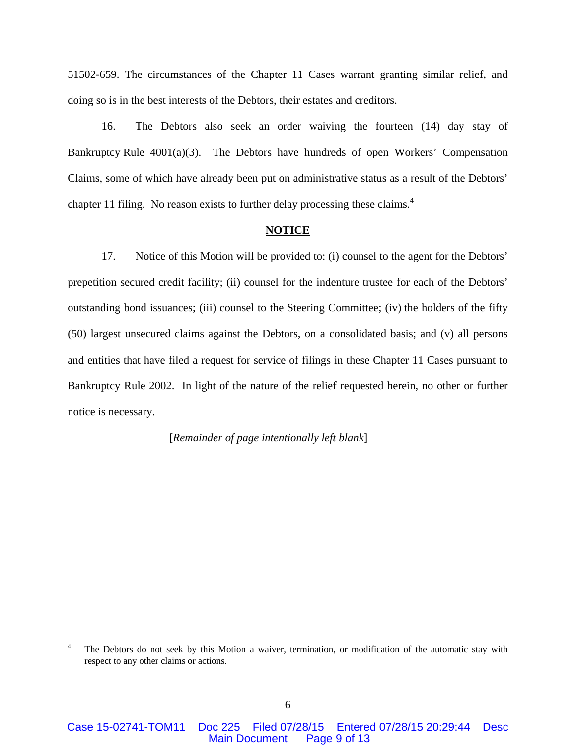51502-659. The circumstances of the Chapter 11 Cases warrant granting similar relief, and doing so is in the best interests of the Debtors, their estates and creditors.

16. The Debtors also seek an order waiving the fourteen (14) day stay of Bankruptcy Rule 4001(a)(3). The Debtors have hundreds of open Workers' Compensation Claims, some of which have already been put on administrative status as a result of the Debtors' chapter 11 filing. No reason exists to further delay processing these claims.[4]

## NOTICE

17. Notice of this Motion will be provided to: (i) counsel to the agent for the Debtors' prepetition secured credit facility; (ii) counsel for the indenture trustee for each of the Debtors' outstanding bond issuances; (iii) counsel to the Steering Committee; (iv) the holders of the fifty (50) largest unsecured claims against the Debtors, on a consolidated basis; and (v) all persons and entities that have filed a request for service of filings in these Chapter 11 Cases pursuant to Bankruptcy Rule 2002. In light of the nature of the relief requested herein, no other or further notice is necessary.

[*Remainder of page intentionally left blank*]

---

[4] The Debtors do not seek by this Motion a waiver, termination, or modification of the automatic stay with respect to any other claims or actions.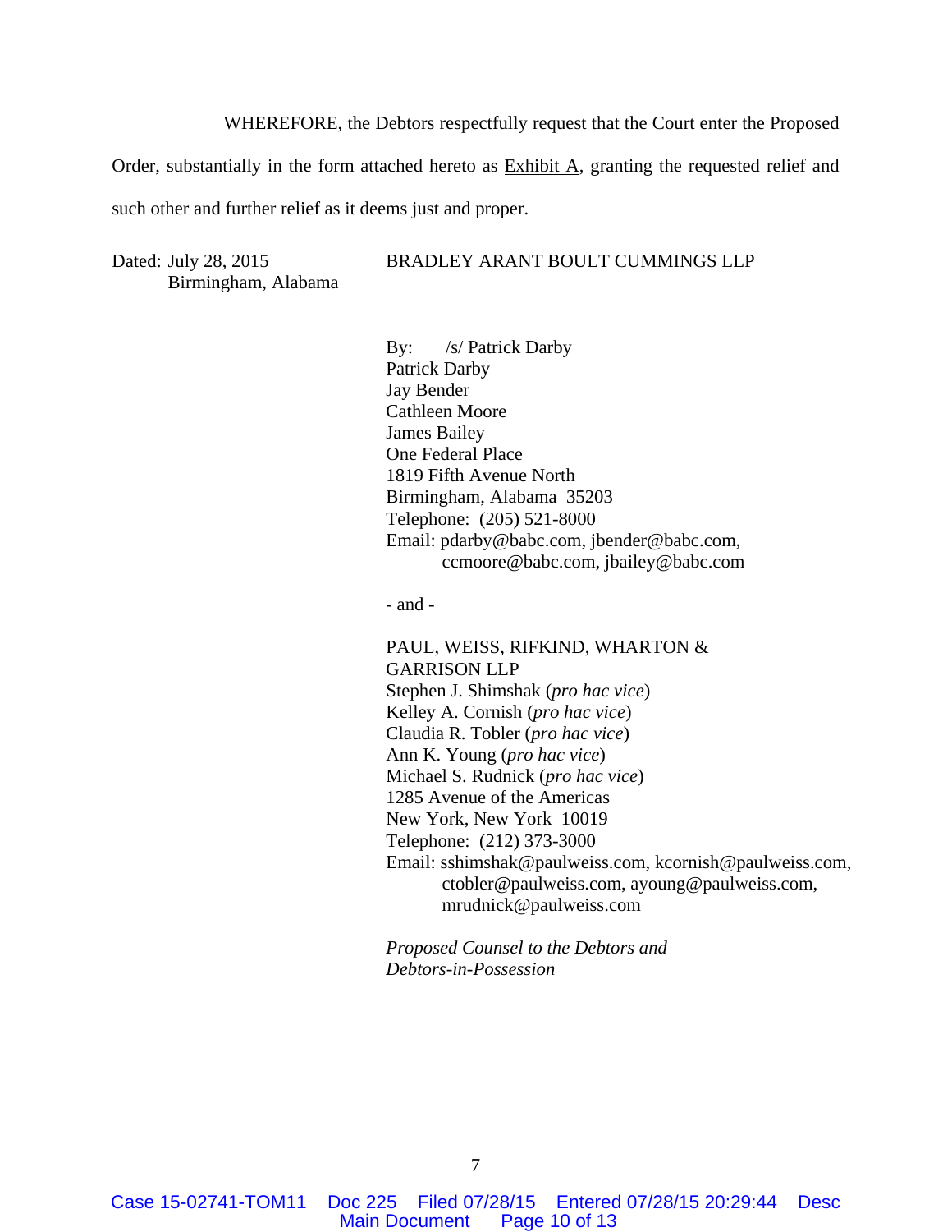WHEREFORE, the Debtors respectfully request that the Court enter the Proposed Order, substantially in the form attached hereto as Exhibit A, granting the requested relief and such other and further relief as it deems just and proper.

Dated: July 28, 2015
Birmingham, Alabama

BRADLEY ARANT BOULT CUMMINGS LLP

By: /s/ Patrick Darby
Patrick Darby
Jay Bender
Cathleen Moore
James Bailey
One Federal Place
1819 Fifth Avenue North
Birmingham, Alabama 35203
Telephone: (205) 521-8000
Email: pdarby@babc.com, jbender@babc.com, ccmoore@babc.com, jbailey@babc.com

\- and -

PAUL, WEISS, RIFKIND, WHARTON & GARRISON LLP
Stephen J. Shimshak (*pro hac vice*)
Kelley A. Cornish (*pro hac vice*)
Claudia R. Tobler (*pro hac vice*)
Ann K. Young (*pro hac vice*)
Michael S. Rudnick (*pro hac vice*)
1285 Avenue of the Americas
New York, New York 10019
Telephone: (212) 373-3000
Email: sshimshak@paulweiss.com, kcornish@paulweiss.com, ctobler@paulweiss.com, ayoung@paulweiss.com, mrudnick@paulweiss.com

*Proposed Counsel to the Debtors and Debtors-in-Possession*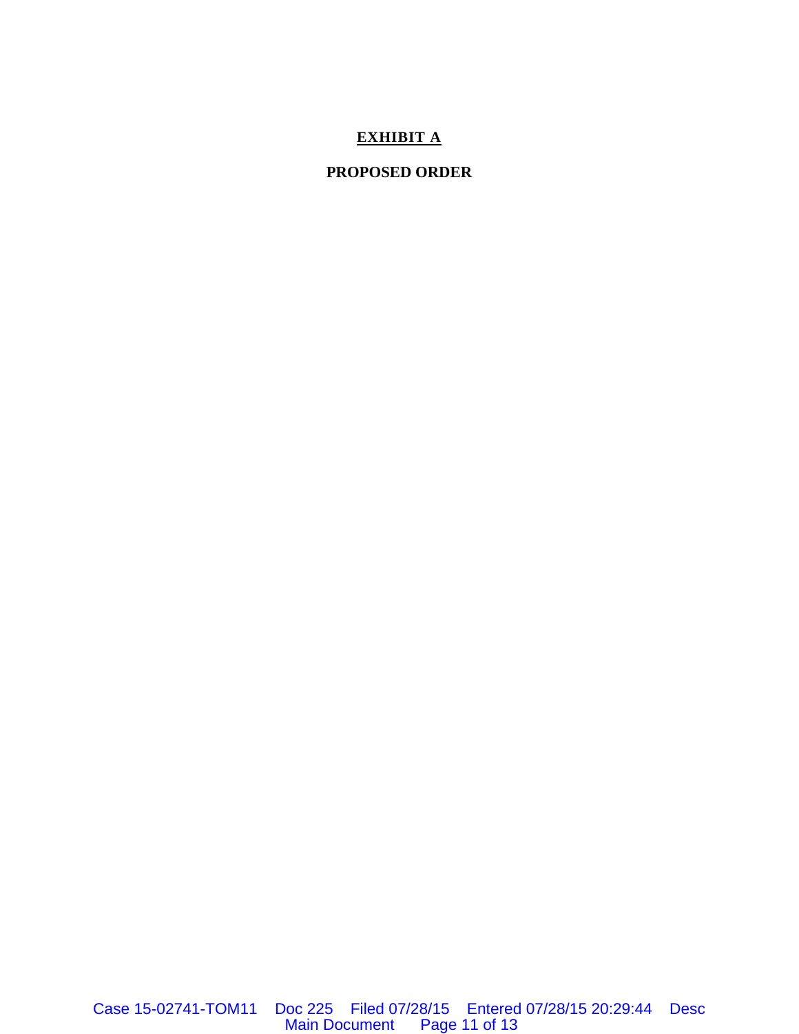**<u>EXHIBIT A</u>**

**PROPOSED ORDER**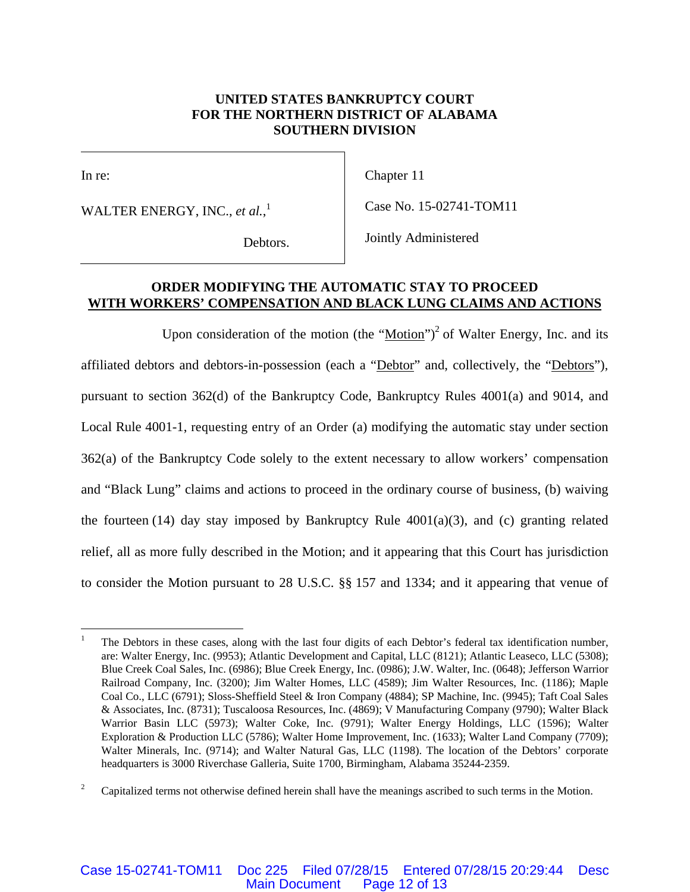**UNITED STATES BANKRUPTCY COURT**
**FOR THE NORTHERN DISTRICT OF ALABAMA**
**SOUTHERN DIVISION**

| | |
|---|---|
| In re:<br><br>WALTER ENERGY, INC., *et al.*,[1]<br><br>Debtors. | Chapter 11<br><br>Case No. 15-02741-TOM11<br><br>Jointly Administered |

**ORDER MODIFYING THE AUTOMATIC STAY TO PROCEED WITH WORKERS' COMPENSATION AND BLACK LUNG CLAIMS AND ACTIONS**

Upon consideration of the motion (the "Motion")[2] of Walter Energy, Inc. and its affiliated debtors and debtors-in-possession (each a "Debtor" and, collectively, the "Debtors"), pursuant to section 362(d) of the Bankruptcy Code, Bankruptcy Rules 4001(a) and 9014, and Local Rule 4001-1, requesting entry of an Order (a) modifying the automatic stay under section 362(a) of the Bankruptcy Code solely to the extent necessary to allow workers' compensation and "Black Lung" claims and actions to proceed in the ordinary course of business, (b) waiving the fourteen (14) day stay imposed by Bankruptcy Rule 4001(a)(3), and (c) granting related relief, all as more fully described in the Motion; and it appearing that this Court has jurisdiction to consider the Motion pursuant to 28 U.S.C. §§ 157 and 1334; and it appearing that venue of

---

[1] The Debtors in these cases, along with the last four digits of each Debtor's federal tax identification number, are: Walter Energy, Inc. (9953); Atlantic Development and Capital, LLC (8121); Atlantic Leaseco, LLC (5308); Blue Creek Coal Sales, Inc. (6986); Blue Creek Energy, Inc. (0986); J.W. Walter, Inc. (0648); Jefferson Warrior Railroad Company, Inc. (3200); Jim Walter Homes, LLC (4589); Jim Walter Resources, Inc. (1186); Maple Coal Co., LLC (6791); Sloss-Sheffield Steel & Iron Company (4884); SP Machine, Inc. (9945); Taft Coal Sales & Associates, Inc. (8731); Tuscaloosa Resources, Inc. (4869); V Manufacturing Company (9790); Walter Black Warrior Basin LLC (5973); Walter Coke, Inc. (9791); Walter Energy Holdings, LLC (1596); Walter Exploration & Production LLC (5786); Walter Home Improvement, Inc. (1633); Walter Land Company (7709); Walter Minerals, Inc. (9714); and Walter Natural Gas, LLC (1198). The location of the Debtors' corporate headquarters is 3000 Riverchase Galleria, Suite 1700, Birmingham, Alabama 35244-2359.

[2] Capitalized terms not otherwise defined herein shall have the meanings ascribed to such terms in the Motion.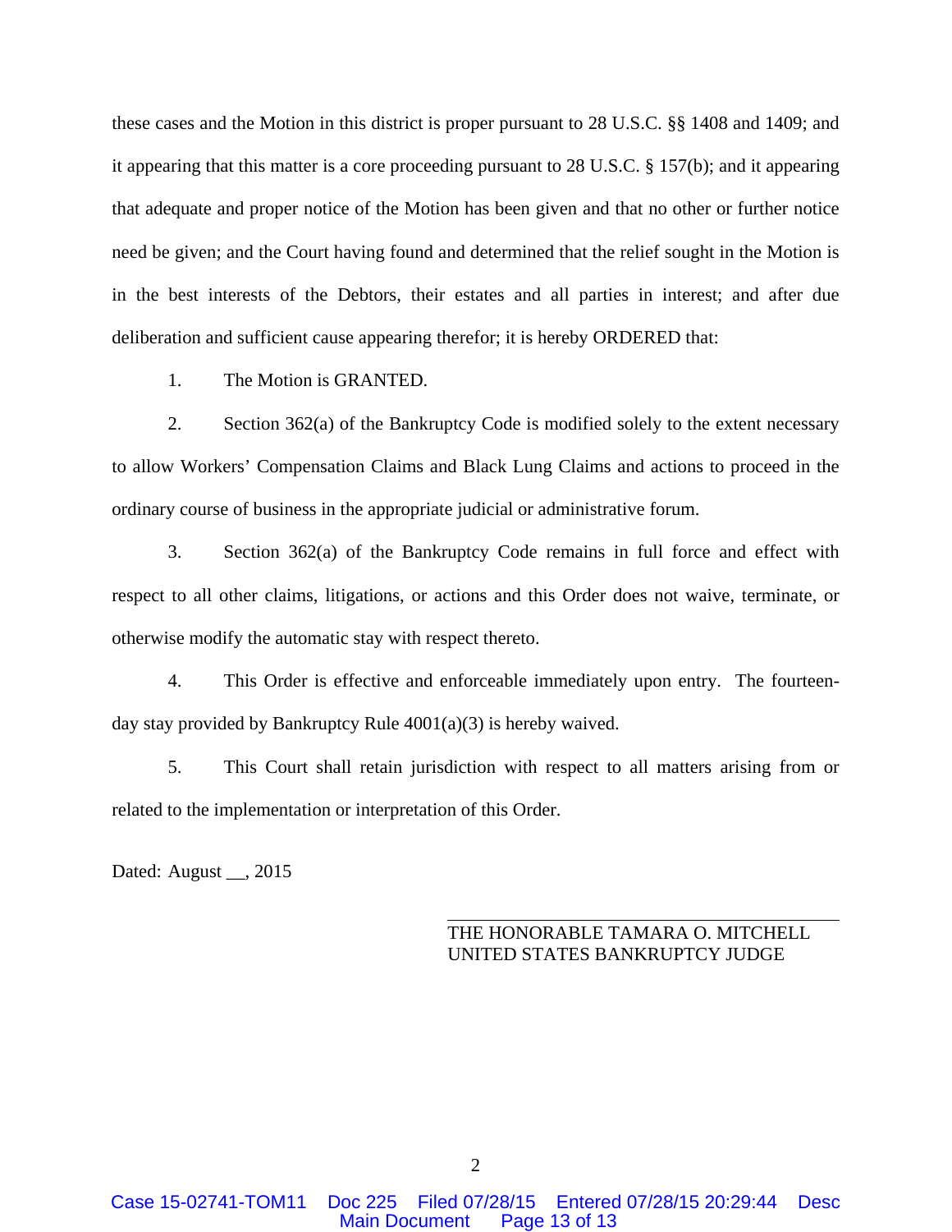these cases and the Motion in this district is proper pursuant to 28 U.S.C. §§ 1408 and 1409; and it appearing that this matter is a core proceeding pursuant to 28 U.S.C. § 157(b); and it appearing that adequate and proper notice of the Motion has been given and that no other or further notice need be given; and the Court having found and determined that the relief sought in the Motion is in the best interests of the Debtors, their estates and all parties in interest; and after due deliberation and sufficient cause appearing therefor; it is hereby ORDERED that:

1. The Motion is GRANTED.

2. Section 362(a) of the Bankruptcy Code is modified solely to the extent necessary to allow Workers' Compensation Claims and Black Lung Claims and actions to proceed in the ordinary course of business in the appropriate judicial or administrative forum.

3. Section 362(a) of the Bankruptcy Code remains in full force and effect with respect to all other claims, litigations, or actions and this Order does not waive, terminate, or otherwise modify the automatic stay with respect thereto.

4. This Order is effective and enforceable immediately upon entry. The fourteen-day stay provided by Bankruptcy Rule 4001(a)(3) is hereby waived.

5. This Court shall retain jurisdiction with respect to all matters arising from or related to the implementation or interpretation of this Order.

Dated: August __, 2015

THE HONORABLE TAMARA O. MITCHELL
UNITED STATES BANKRUPTCY JUDGE